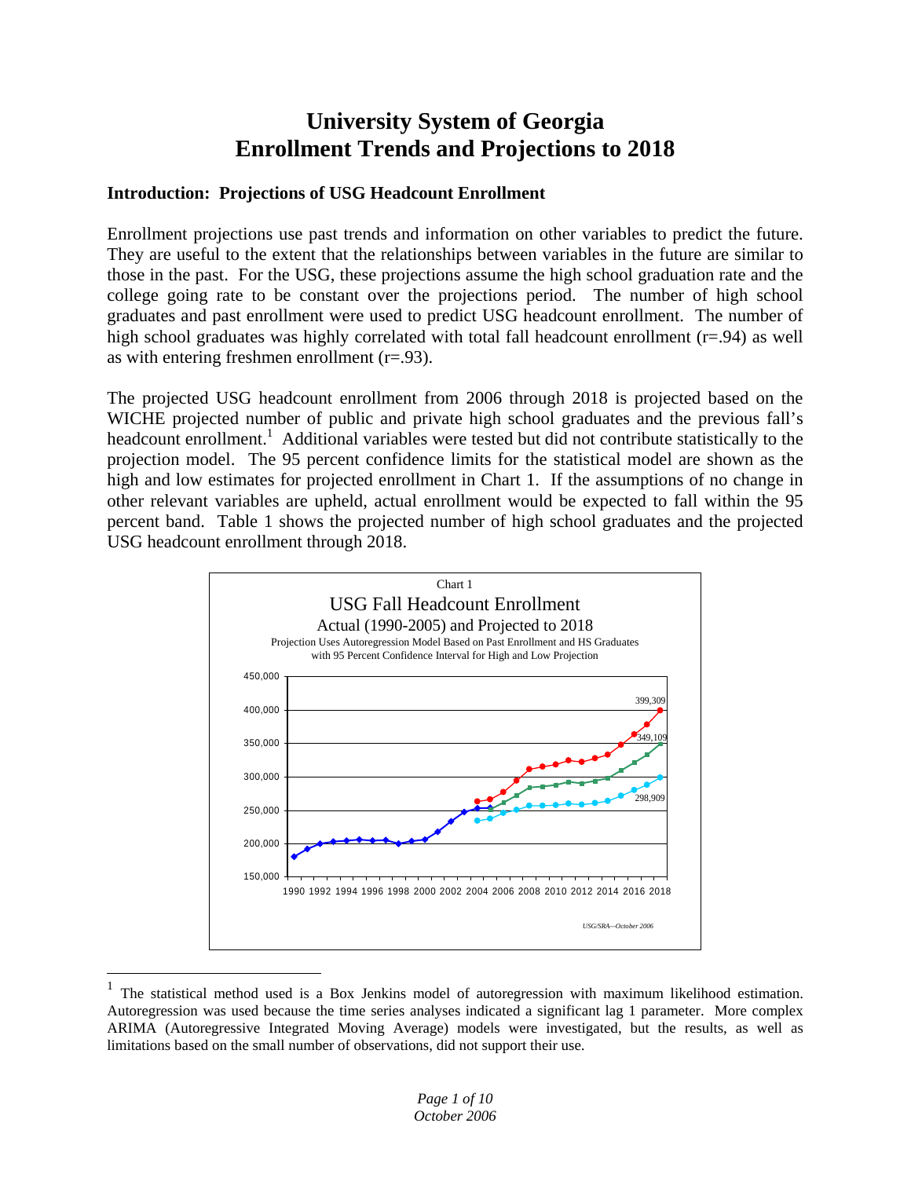# University System of Georgia
# Enrollment Trends and Projections to 2018

## Introduction: Projections of USG Headcount Enrollment

Enrollment projections use past trends and information on other variables to predict the future. They are useful to the extent that the relationships between variables in the future are similar to those in the past. For the USG, these projections assume the high school graduation rate and the college going rate to be constant over the projections period. The number of high school graduates and past enrollment were used to predict USG headcount enrollment. The number of high school graduates was highly correlated with total fall headcount enrollment (r=.94) as well as with entering freshmen enrollment (r=.93).

The projected USG headcount enrollment from 2006 through 2018 is projected based on the WICHE projected number of public and private high school graduates and the previous fall's headcount enrollment.[1] Additional variables were tested but did not contribute statistically to the projection model. The 95 percent confidence limits for the statistical model are shown as the high and low estimates for projected enrollment in Chart 1. If the assumptions of no change in other relevant variables are upheld, actual enrollment would be expected to fall within the 95 percent band. Table 1 shows the projected number of high school graduates and the projected USG headcount enrollment through 2018.

Chart 1

USG Fall Headcount Enrollment

Actual (1990-2005) and Projected to 2018

Projection Uses Autoregression Model Based on Past Enrollment and HS Graduates with 95 Percent Confidence Interval for High and Low Projection

USG/SRA—October 2006

---

[1] The statistical method used is a Box Jenkins model of autoregression with maximum likelihood estimation. Autoregression was used because the time series analyses indicated a significant lag 1 parameter. More complex ARIMA (Autoregressive Integrated Moving Average) models were investigated, but the results, as well as limitations based on the small number of observations, did not support their use.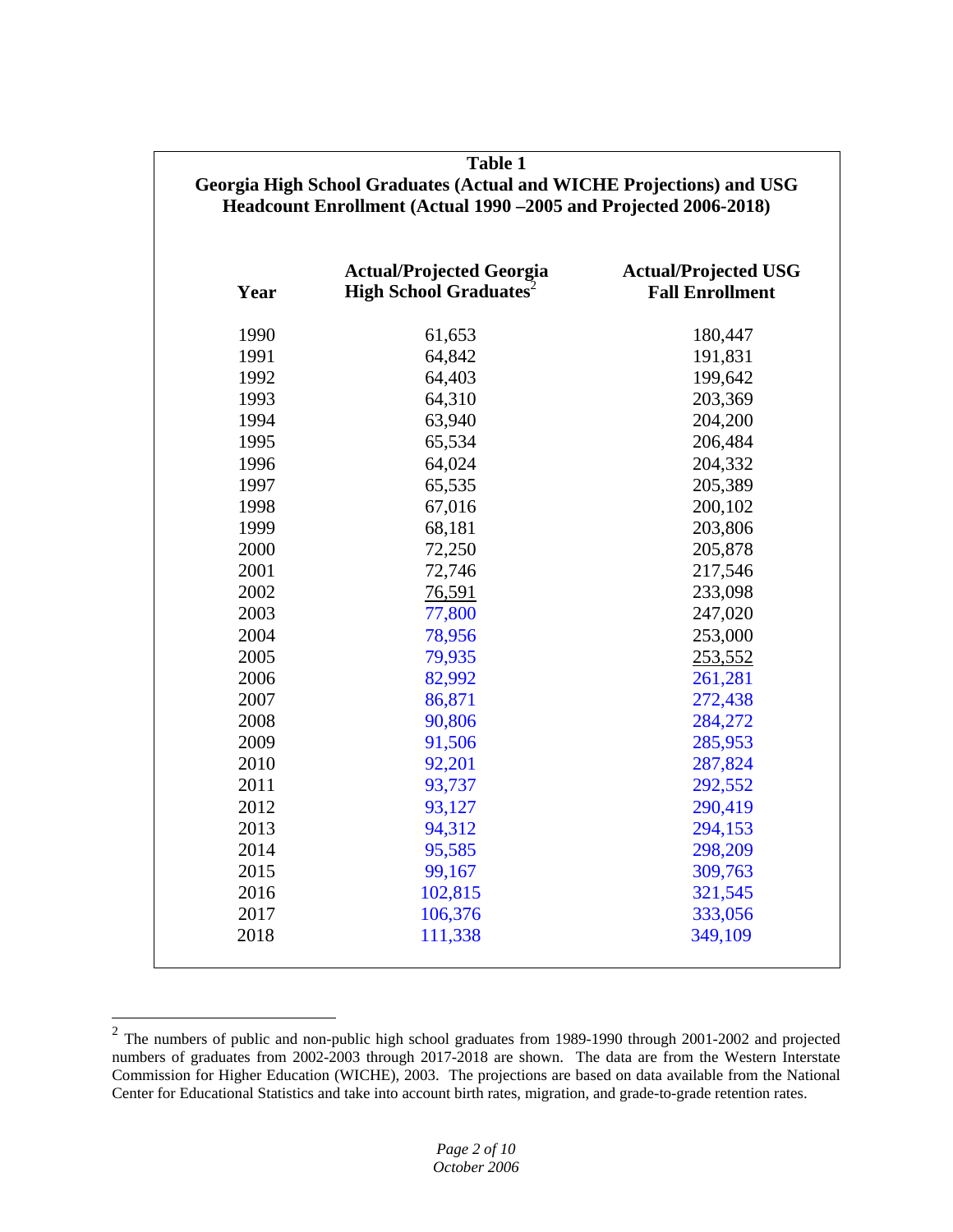**Table 1**
**Georgia High School Graduates (Actual and WICHE Projections) and USG Headcount Enrollment (Actual 1990 –2005 and Projected 2006-2018)**

| Year | Actual/Projected Georgia High School Graduates[2] | Actual/Projected USG Fall Enrollment |
|---|---|---|
| 1990 | 61,653 | 180,447 |
| 1991 | 64,842 | 191,831 |
| 1992 | 64,403 | 199,642 |
| 1993 | 64,310 | 203,369 |
| 1994 | 63,940 | 204,200 |
| 1995 | 65,534 | 206,484 |
| 1996 | 64,024 | 204,332 |
| 1997 | 65,535 | 205,389 |
| 1998 | 67,016 | 200,102 |
| 1999 | 68,181 | 203,806 |
| 2000 | 72,250 | 205,878 |
| 2001 | 72,746 | 217,546 |
| 2002 | 76,591 | 233,098 |
| 2003 | 77,800 | 247,020 |
| 2004 | 78,956 | 253,000 |
| 2005 | 79,935 | 253,552 |
| 2006 | 82,992 | 261,281 |
| 2007 | 86,871 | 272,438 |
| 2008 | 90,806 | 284,272 |
| 2009 | 91,506 | 285,953 |
| 2010 | 92,201 | 287,824 |
| 2011 | 93,737 | 292,552 |
| 2012 | 93,127 | 290,419 |
| 2013 | 94,312 | 294,153 |
| 2014 | 95,585 | 298,209 |
| 2015 | 99,167 | 309,763 |
| 2016 | 102,815 | 321,545 |
| 2017 | 106,376 | 333,056 |
| 2018 | 111,338 | 349,109 |

[2] The numbers of public and non-public high school graduates from 1989-1990 through 2001-2002 and projected numbers of graduates from 2002-2003 through 2017-2018 are shown. The data are from the Western Interstate Commission for Higher Education (WICHE), 2003. The projections are based on data available from the National Center for Educational Statistics and take into account birth rates, migration, and grade-to-grade retention rates.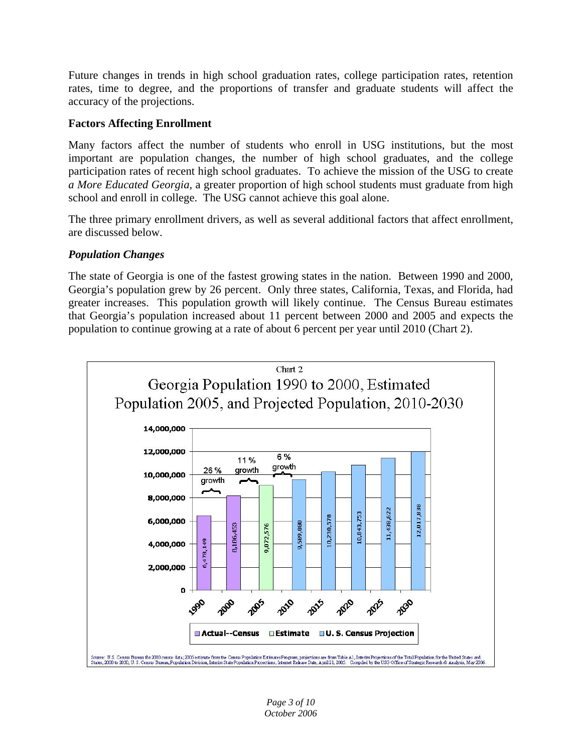Future changes in trends in high school graduation rates, college participation rates, retention rates, time to degree, and the proportions of transfer and graduate students will affect the accuracy of the projections.

**Factors Affecting Enrollment**

Many factors affect the number of students who enroll in USG institutions, but the most important are population changes, the number of high school graduates, and the college participation rates of recent high school graduates. To achieve the mission of the USG to create *a More Educated Georgia*, a greater proportion of high school students must graduate from high school and enroll in college. The USG cannot achieve this goal alone.

The three primary enrollment drivers, as well as several additional factors that affect enrollment, are discussed below.

***Population Changes***

The state of Georgia is one of the fastest growing states in the nation. Between 1990 and 2000, Georgia's population grew by 26 percent. Only three states, California, Texas, and Florida, had greater increases. This population growth will likely continue. The Census Bureau estimates that Georgia's population increased about 11 percent between 2000 and 2005 and expects the population to continue growing at a rate of about 6 percent per year until 2010 (Chart 2).

Chart 2

Georgia Population 1990 to 2000, Estimated Population 2005, and Projected Population, 2010-2030

| Year | Population | Type |
|---|---|---|
| 1990 | 6,478,149 | Actual--Census |
| 2000 | 8,186,453 | Actual--Census |
| 2005 | 9,072,576 | Estimate |
| 2010 | 9,589,080 | U. S. Census Projection |
| 2015 | 10,230,578 | U. S. Census Projection |
| 2020 | 10,843,753 | U. S. Census Projection |
| 2025 | 11,438,622 | U. S. Census Projection |
| 2030 | 12,017,838 | U. S. Census Projection |

Growth annotations: 1990–2000: 26 % growth; 2000–2005: 11 % growth; 2005–2010: 6 % growth

Source: U.S. Census Bureau for 2000 census data; 2005 estimate from the Census Population Estimates Program; projections are from Table A1, Interim Projections of the Total Population for the United States and States, 2000 to 2030, U. S. Census Bureau, Population Division, Interim State Population Projections, Internet Release Date, April 21, 2005. Compiled by the USG Office of Strategic Research & Analysis, May 2006.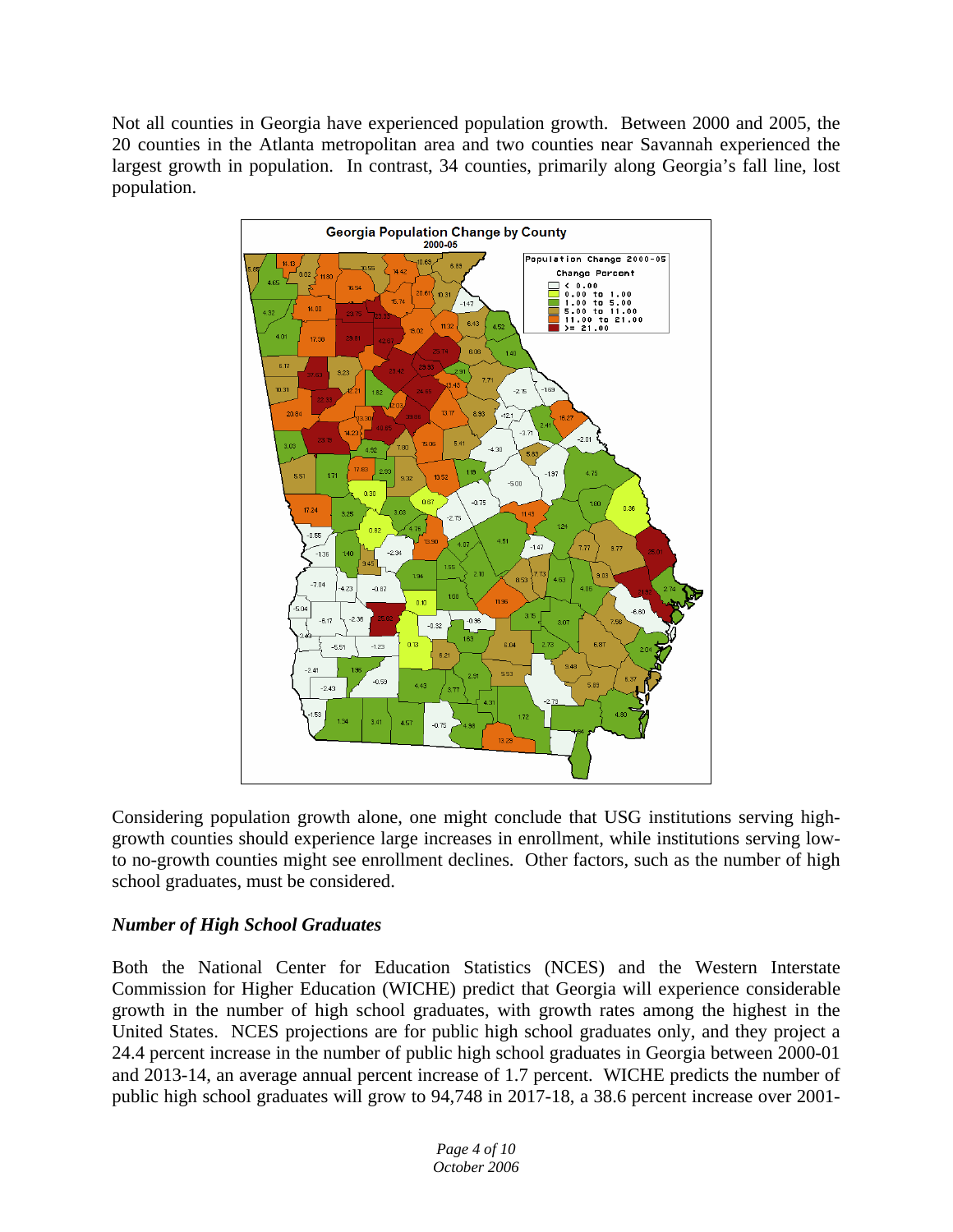Not all counties in Georgia have experienced population growth. Between 2000 and 2005, the 20 counties in the Atlanta metropolitan area and two counties near Savannah experienced the largest growth in population. In contrast, 34 counties, primarily along Georgia's fall line, lost population.

Considering population growth alone, one might conclude that USG institutions serving high-growth counties should experience large increases in enrollment, while institutions serving low-to no-growth counties might see enrollment declines. Other factors, such as the number of high school graduates, must be considered.

### *Number of High School Graduates*

Both the National Center for Education Statistics (NCES) and the Western Interstate Commission for Higher Education (WICHE) predict that Georgia will experience considerable growth in the number of high school graduates, with growth rates among the highest in the United States. NCES projections are for public high school graduates only, and they project a 24.4 percent increase in the number of public high school graduates in Georgia between 2000-01 and 2013-14, an average annual percent increase of 1.7 percent. WICHE predicts the number of public high school graduates will grow to 94,748 in 2017-18, a 38.6 percent increase over 2001-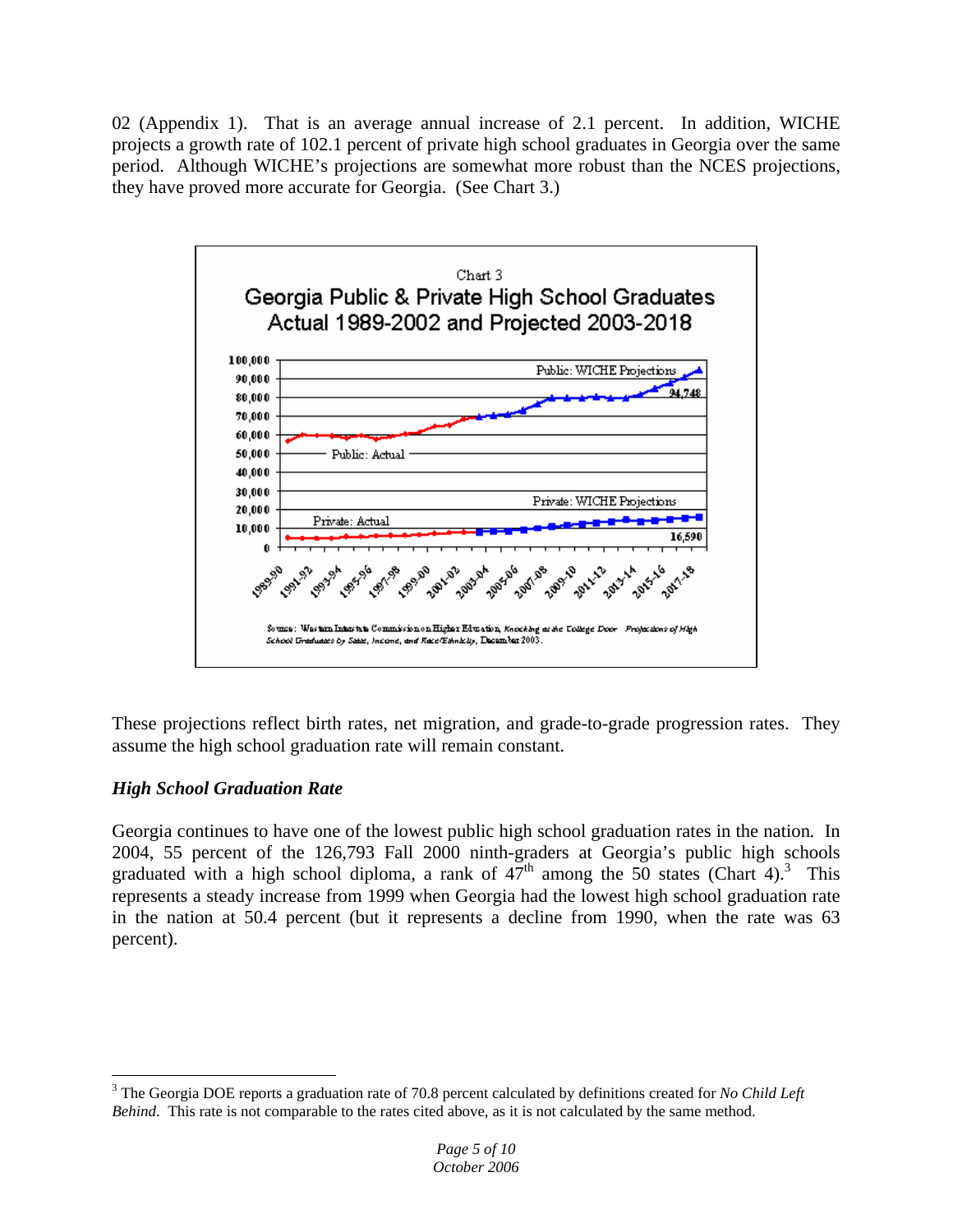02 (Appendix 1). That is an average annual increase of 2.1 percent. In addition, WICHE projects a growth rate of 102.1 percent of private high school graduates in Georgia over the same period. Although WICHE's projections are somewhat more robust than the NCES projections, they have proved more accurate for Georgia. (See Chart 3.)

These projections reflect birth rates, net migration, and grade-to-grade progression rates. They assume the high school graduation rate will remain constant.

### *High School Graduation Rate*

Georgia continues to have one of the lowest public high school graduation rates in the nation. In 2004, 55 percent of the 126,793 Fall 2000 ninth-graders at Georgia's public high schools graduated with a high school diploma, a rank of 47th among the 50 states (Chart 4).[3] This represents a steady increase from 1999 when Georgia had the lowest high school graduation rate in the nation at 50.4 percent (but it represents a decline from 1990, when the rate was 63 percent).

[3] The Georgia DOE reports a graduation rate of 70.8 percent calculated by definitions created for *No Child Left Behind*. This rate is not comparable to the rates cited above, as it is not calculated by the same method.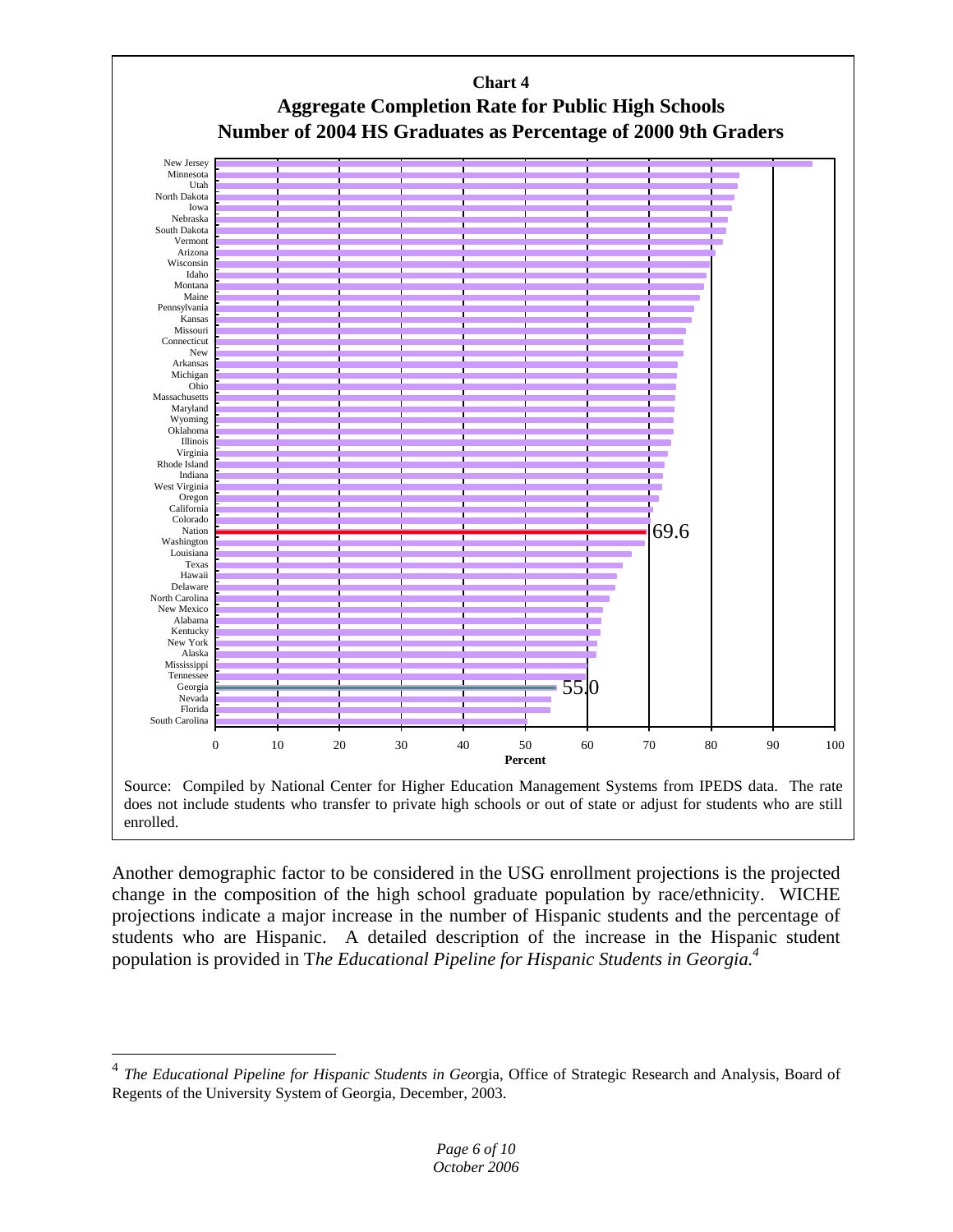**Chart 4**

**Aggregate Completion Rate for Public High Schools**

**Number of 2004 HS Graduates as Percentage of 2000 9th Graders**

| State |
|---|
| New Jersey |
| Minnesota |
| Utah |
| North Dakota |
| Iowa |
| Nebraska |
| South Dakota |
| Vermont |
| Arizona |
| Wisconsin |
| Idaho |
| Montana |
| Maine |
| Pennsylvania |
| Kansas |
| Missouri |
| Connecticut |
| New |
| Arkansas |
| Michigan |
| Ohio |
| Massachusetts |
| Maryland |
| Wyoming |
| Oklahoma |
| Illinois |
| Virginia |
| Rhode Island |
| Indiana |
| West Virginia |
| Oregon |
| California |
| Colorado |
| Nation (69.6) |
| Washington |
| Louisiana |
| Texas |
| Hawaii |
| Delaware |
| North Carolina |
| New Mexico |
| Alabama |
| Kentucky |
| New York |
| Alaska |
| Mississippi |
| Tennessee |
| Georgia (55.0) |
| Nevada |
| Florida |
| South Carolina |

Percent (0–100)

Source: Compiled by National Center for Higher Education Management Systems from IPEDS data. The rate does not include students who transfer to private high schools or out of state or adjust for students who are still enrolled.

Another demographic factor to be considered in the USG enrollment projections is the projected change in the composition of the high school graduate population by race/ethnicity. WICHE projections indicate a major increase in the number of Hispanic students and the percentage of students who are Hispanic. A detailed description of the increase in the Hispanic student population is provided in T*he Educational Pipeline for Hispanic Students in Georgia.*[4]

---

[4] *The Educational Pipeline for Hispanic Students in Geo*rgia, Office of Strategic Research and Analysis, Board of Regents of the University System of Georgia, December, 2003.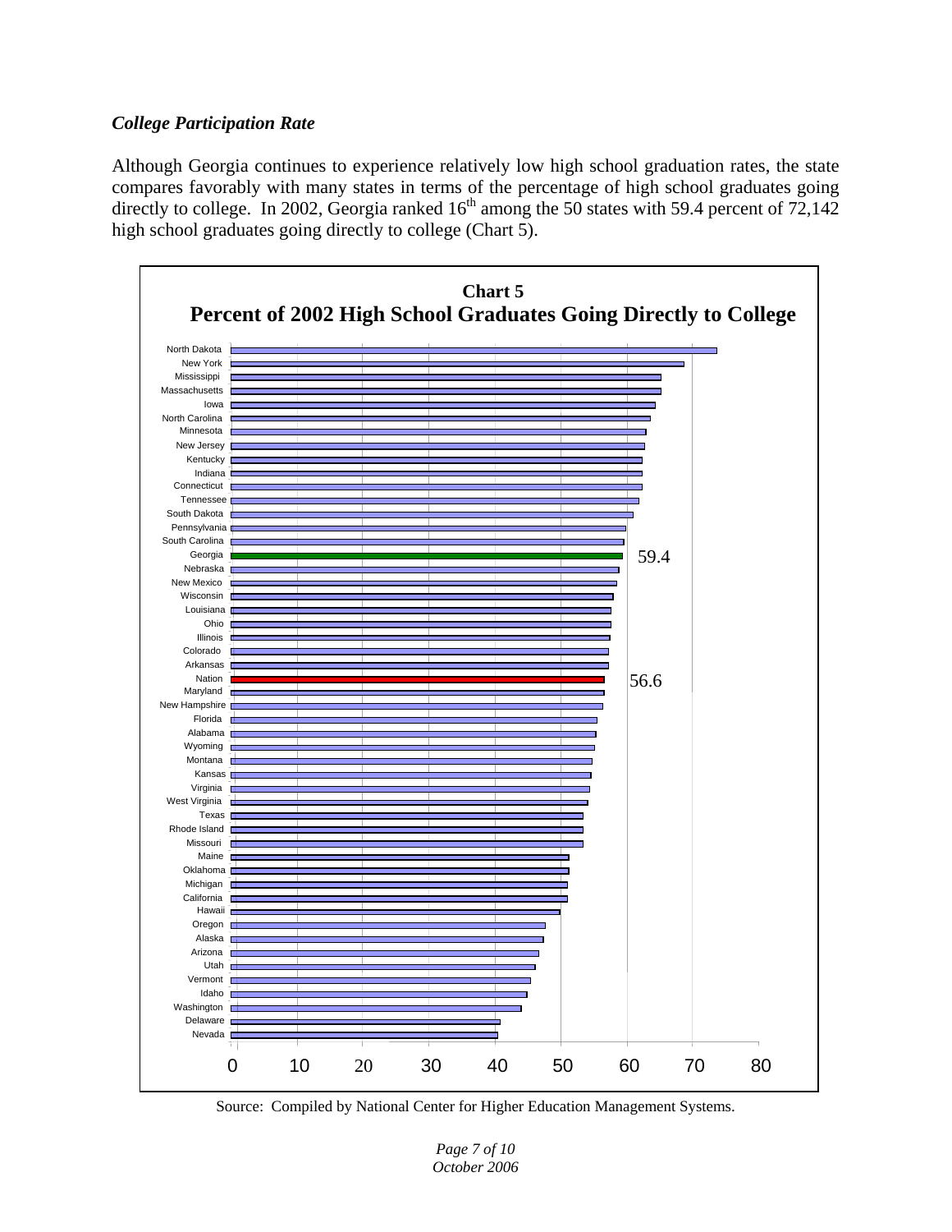### *College Participation Rate*

Although Georgia continues to experience relatively low high school graduation rates, the state compares favorably with many states in terms of the percentage of high school graduates going directly to college. In 2002, Georgia ranked 16th among the 50 states with 59.4 percent of 72,142 high school graduates going directly to college (Chart 5).

**Chart 5**
**Percent of 2002 High School Graduates Going Directly to College**

North Dakota
New York
Mississippi
Massachusetts
Iowa
North Carolina
Minnesota
New Jersey
Kentucky
Indiana
Connecticut
Tennessee
South Dakota
Pennsylvania
South Carolina
Georgia — 59.4
Nebraska
New Mexico
Wisconsin
Louisiana
Ohio
Illinois
Colorado
Arkansas
Nation — 56.6
Maryland
New Hampshire
Florida
Alabama
Wyoming
Montana
Kansas
Virginia
West Virginia
Texas
Rhode Island
Missouri
Maine
Oklahoma
Michigan
California
Hawaii
Oregon
Alaska
Arizona
Utah
Vermont
Idaho
Washington
Delaware
Nevada

0 10 20 30 40 50 60 70 80

Source: Compiled by National Center for Higher Education Management Systems.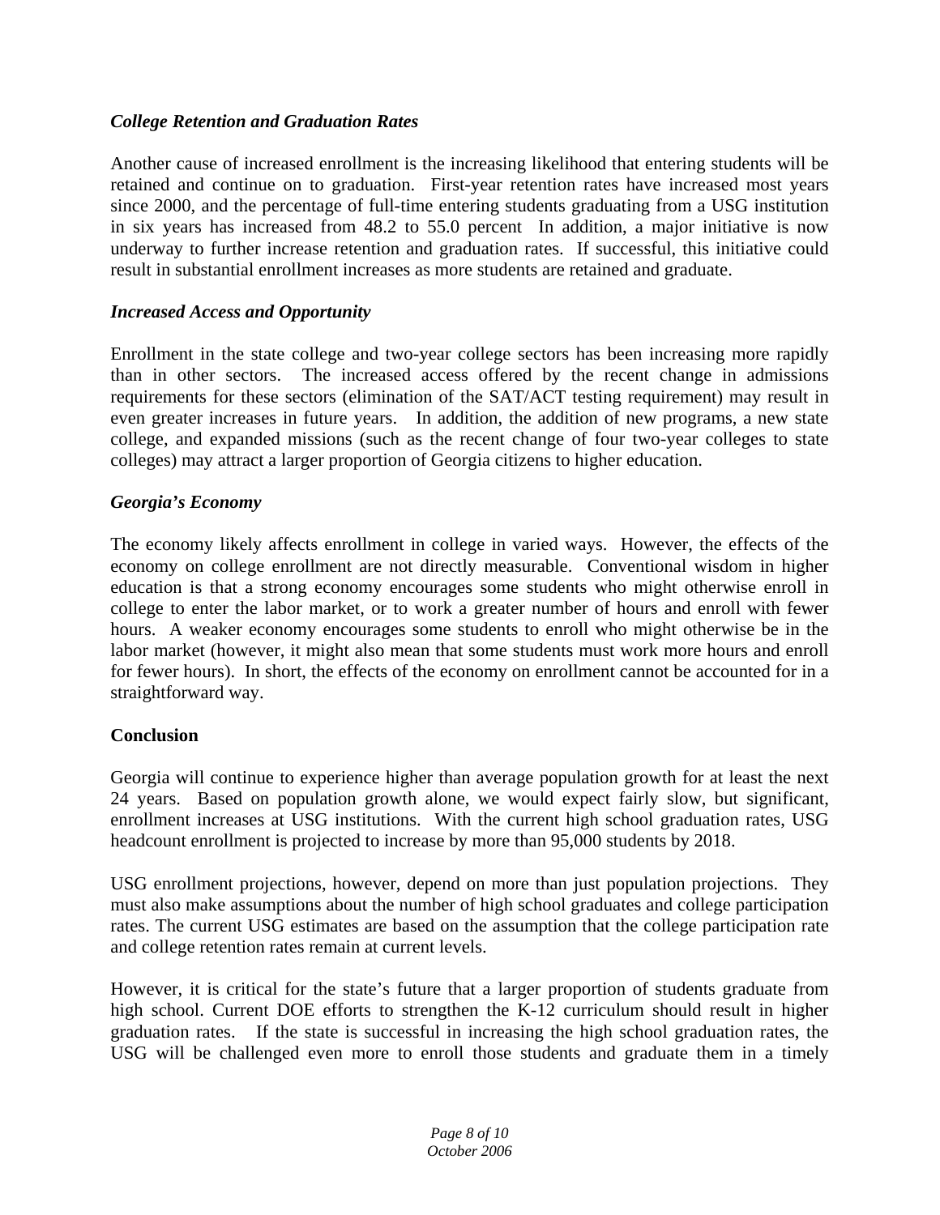### *College Retention and Graduation Rates*

Another cause of increased enrollment is the increasing likelihood that entering students will be retained and continue on to graduation. First-year retention rates have increased most years since 2000, and the percentage of full-time entering students graduating from a USG institution in six years has increased from 48.2 to 55.0 percent In addition, a major initiative is now underway to further increase retention and graduation rates. If successful, this initiative could result in substantial enrollment increases as more students are retained and graduate.

### *Increased Access and Opportunity*

Enrollment in the state college and two-year college sectors has been increasing more rapidly than in other sectors. The increased access offered by the recent change in admissions requirements for these sectors (elimination of the SAT/ACT testing requirement) may result in even greater increases in future years. In addition, the addition of new programs, a new state college, and expanded missions (such as the recent change of four two-year colleges to state colleges) may attract a larger proportion of Georgia citizens to higher education.

### *Georgia's Economy*

The economy likely affects enrollment in college in varied ways. However, the effects of the economy on college enrollment are not directly measurable. Conventional wisdom in higher education is that a strong economy encourages some students who might otherwise enroll in college to enter the labor market, or to work a greater number of hours and enroll with fewer hours. A weaker economy encourages some students to enroll who might otherwise be in the labor market (however, it might also mean that some students must work more hours and enroll for fewer hours). In short, the effects of the economy on enrollment cannot be accounted for in a straightforward way.

## Conclusion

Georgia will continue to experience higher than average population growth for at least the next 24 years. Based on population growth alone, we would expect fairly slow, but significant, enrollment increases at USG institutions. With the current high school graduation rates, USG headcount enrollment is projected to increase by more than 95,000 students by 2018.

USG enrollment projections, however, depend on more than just population projections. They must also make assumptions about the number of high school graduates and college participation rates. The current USG estimates are based on the assumption that the college participation rate and college retention rates remain at current levels.

However, it is critical for the state's future that a larger proportion of students graduate from high school. Current DOE efforts to strengthen the K-12 curriculum should result in higher graduation rates. If the state is successful in increasing the high school graduation rates, the USG will be challenged even more to enroll those students and graduate them in a timely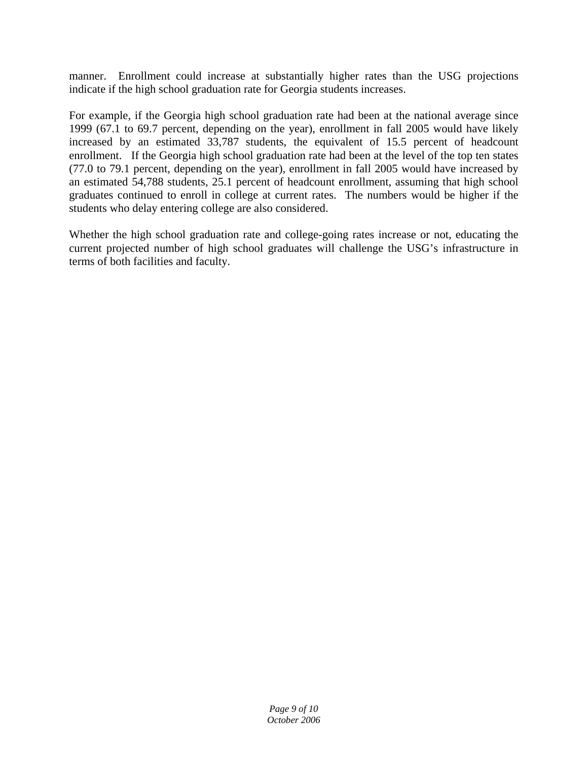manner. Enrollment could increase at substantially higher rates than the USG projections indicate if the high school graduation rate for Georgia students increases.

For example, if the Georgia high school graduation rate had been at the national average since 1999 (67.1 to 69.7 percent, depending on the year), enrollment in fall 2005 would have likely increased by an estimated 33,787 students, the equivalent of 15.5 percent of headcount enrollment. If the Georgia high school graduation rate had been at the level of the top ten states (77.0 to 79.1 percent, depending on the year), enrollment in fall 2005 would have increased by an estimated 54,788 students, 25.1 percent of headcount enrollment, assuming that high school graduates continued to enroll in college at current rates. The numbers would be higher if the students who delay entering college are also considered.

Whether the high school graduation rate and college-going rates increase or not, educating the current projected number of high school graduates will challenge the USG's infrastructure in terms of both facilities and faculty.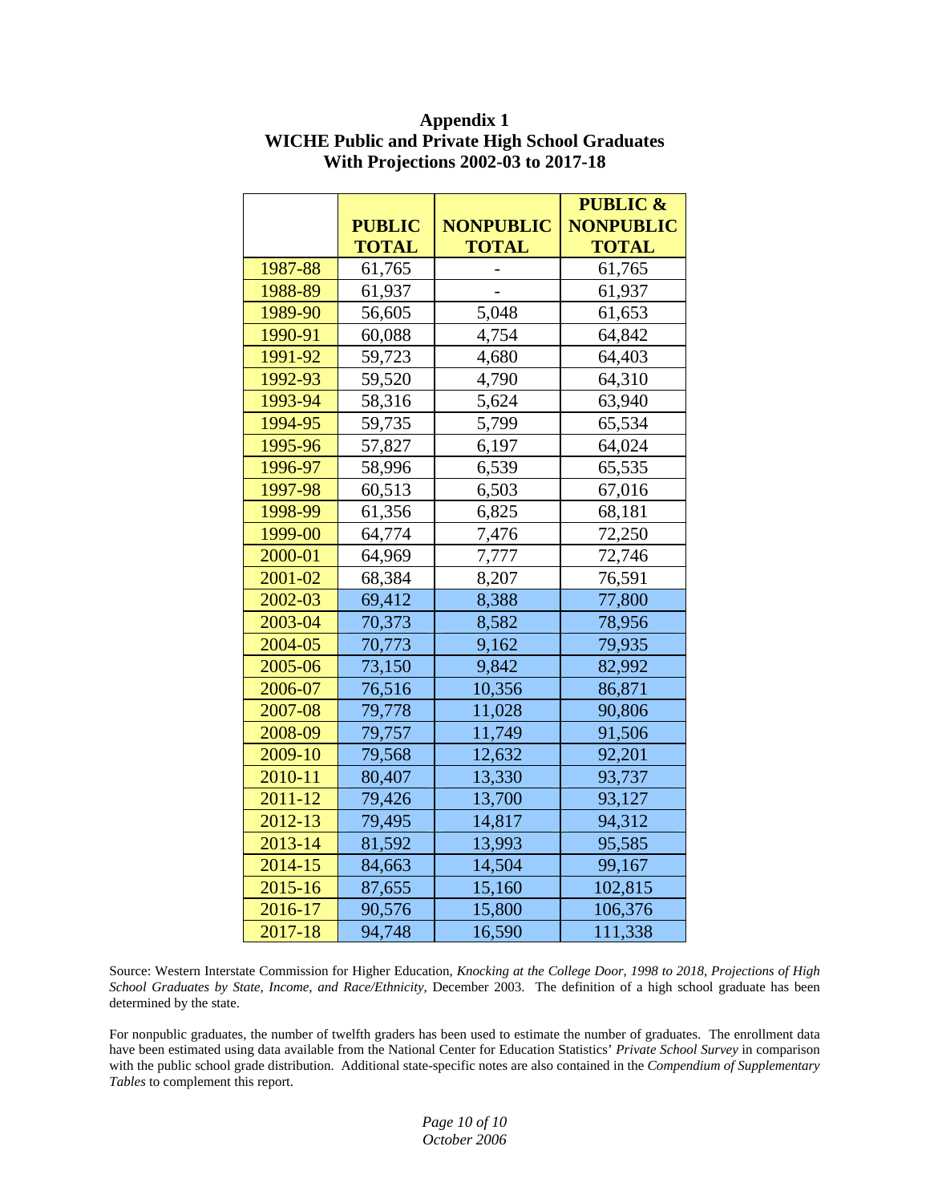**Appendix 1**
**WICHE Public and Private High School Graduates**
**With Projections 2002-03 to 2017-18**

| | PUBLIC TOTAL | NONPUBLIC TOTAL | PUBLIC & NONPUBLIC TOTAL |
|---|---|---|---|
| 1987-88 | 61,765 | - | 61,765 |
| 1988-89 | 61,937 | - | 61,937 |
| 1989-90 | 56,605 | 5,048 | 61,653 |
| 1990-91 | 60,088 | 4,754 | 64,842 |
| 1991-92 | 59,723 | 4,680 | 64,403 |
| 1992-93 | 59,520 | 4,790 | 64,310 |
| 1993-94 | 58,316 | 5,624 | 63,940 |
| 1994-95 | 59,735 | 5,799 | 65,534 |
| 1995-96 | 57,827 | 6,197 | 64,024 |
| 1996-97 | 58,996 | 6,539 | 65,535 |
| 1997-98 | 60,513 | 6,503 | 67,016 |
| 1998-99 | 61,356 | 6,825 | 68,181 |
| 1999-00 | 64,774 | 7,476 | 72,250 |
| 2000-01 | 64,969 | 7,777 | 72,746 |
| 2001-02 | 68,384 | 8,207 | 76,591 |
| 2002-03 | 69,412 | 8,388 | 77,800 |
| 2003-04 | 70,373 | 8,582 | 78,956 |
| 2004-05 | 70,773 | 9,162 | 79,935 |
| 2005-06 | 73,150 | 9,842 | 82,992 |
| 2006-07 | 76,516 | 10,356 | 86,871 |
| 2007-08 | 79,778 | 11,028 | 90,806 |
| 2008-09 | 79,757 | 11,749 | 91,506 |
| 2009-10 | 79,568 | 12,632 | 92,201 |
| 2010-11 | 80,407 | 13,330 | 93,737 |
| 2011-12 | 79,426 | 13,700 | 93,127 |
| 2012-13 | 79,495 | 14,817 | 94,312 |
| 2013-14 | 81,592 | 13,993 | 95,585 |
| 2014-15 | 84,663 | 14,504 | 99,167 |
| 2015-16 | 87,655 | 15,160 | 102,815 |
| 2016-17 | 90,576 | 15,800 | 106,376 |
| 2017-18 | 94,748 | 16,590 | 111,338 |

Source: Western Interstate Commission for Higher Education, *Knocking at the College Door, 1998 to 2018, Projections of High School Graduates by State, Income, and Race/Ethnicity*, December 2003. The definition of a high school graduate has been determined by the state.

For nonpublic graduates, the number of twelfth graders has been used to estimate the number of graduates. The enrollment data have been estimated using data available from the National Center for Education Statistics' *Private School Survey* in comparison with the public school grade distribution. Additional state-specific notes are also contained in the *Compendium of Supplementary Tables* to complement this report.

*October 2006*